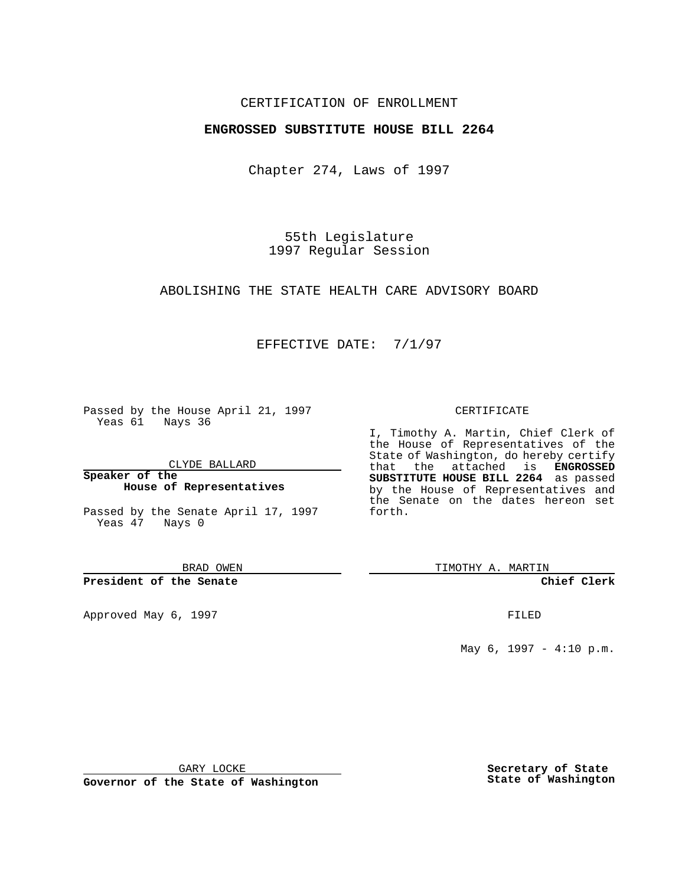CERTIFICATION OF ENROLLMENT

**ENGROSSED SUBSTITUTE HOUSE BILL 2264**

Chapter 274, Laws of 1997

55th Legislature
1997 Regular Session

ABOLISHING THE STATE HEALTH CARE ADVISORY BOARD

EFFECTIVE DATE: 7/1/97

Passed by the House April 21, 1997
Yeas 61 Nays 36

CLYDE BALLARD

**Speaker of the House of Representatives**

Passed by the Senate April 17, 1997
Yeas 47 Nays 0

BRAD OWEN

**President of the Senate**

Approved May 6, 1997

GARY LOCKE

**Governor of the State of Washington**

CERTIFICATE

I, Timothy A. Martin, Chief Clerk of the House of Representatives of the State of Washington, do hereby certify that the attached is **ENGROSSED SUBSTITUTE HOUSE BILL 2264** as passed by the House of Representatives and the Senate on the dates hereon set forth.

TIMOTHY A. MARTIN

**Chief Clerk**

FILED

May 6, 1997 - 4:10 p.m.

**Secretary of State State of Washington**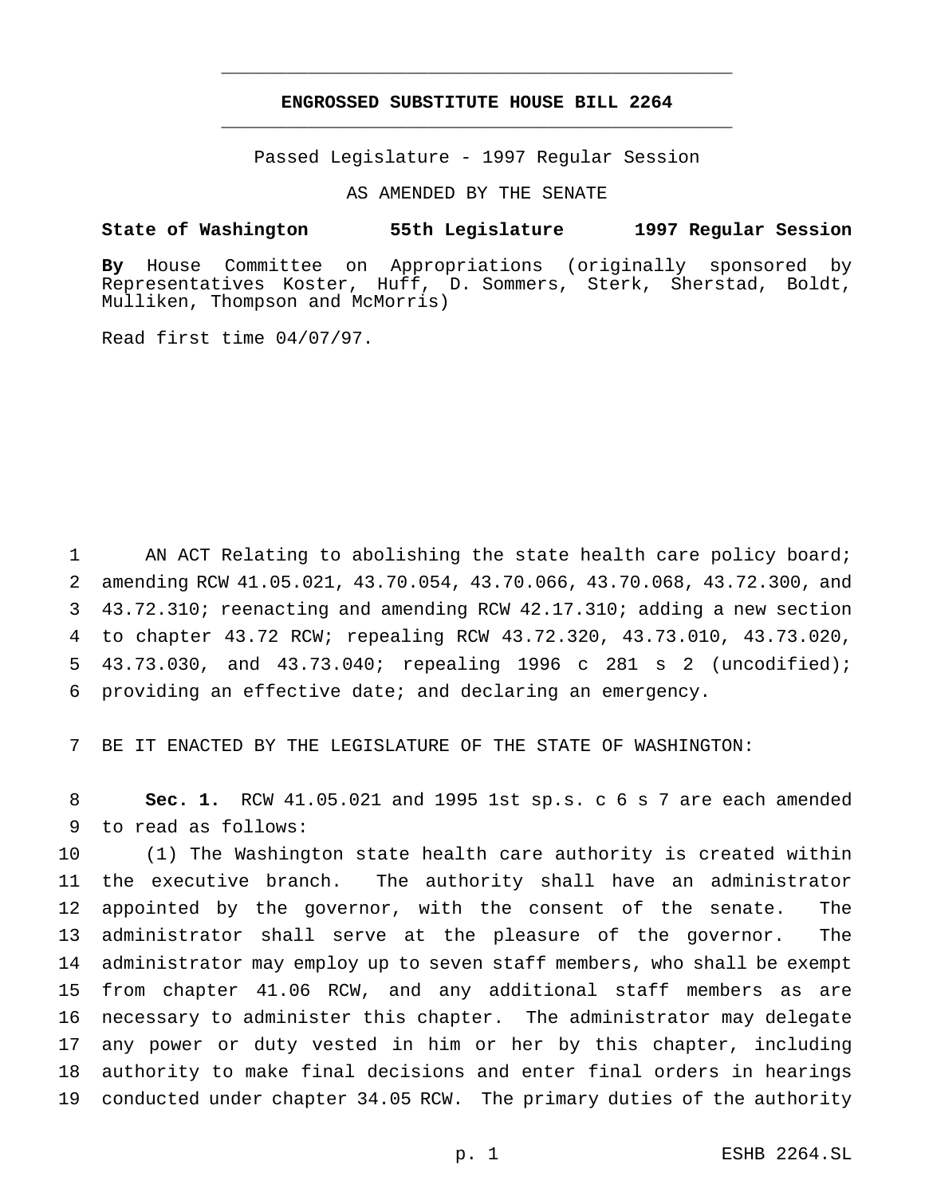# ENGROSSED SUBSTITUTE HOUSE BILL 2264

Passed Legislature - 1997 Regular Session

AS AMENDED BY THE SENATE

**State of Washington 55th Legislature 1997 Regular Session**

**By** House Committee on Appropriations (originally sponsored by Representatives Koster, Huff, D. Sommers, Sterk, Sherstad, Boldt, Mulliken, Thompson and McMorris)

Read first time 04/07/97.

1 AN ACT Relating to abolishing the state health care policy board;
2 amending RCW 41.05.021, 43.70.054, 43.70.066, 43.70.068, 43.72.300, and
3 43.72.310; reenacting and amending RCW 42.17.310; adding a new section
4 to chapter 43.72 RCW; repealing RCW 43.72.320, 43.73.010, 43.73.020,
5 43.73.030, and 43.73.040; repealing 1996 c 281 s 2 (uncodified);
6 providing an effective date; and declaring an emergency.

7 BE IT ENACTED BY THE LEGISLATURE OF THE STATE OF WASHINGTON:

8 **Sec. 1.** RCW 41.05.021 and 1995 1st sp.s. c 6 s 7 are each amended
9 to read as follows:

10 (1) The Washington state health care authority is created within
11 the executive branch. The authority shall have an administrator
12 appointed by the governor, with the consent of the senate. The
13 administrator shall serve at the pleasure of the governor. The
14 administrator may employ up to seven staff members, who shall be exempt
15 from chapter 41.06 RCW, and any additional staff members as are
16 necessary to administer this chapter. The administrator may delegate
17 any power or duty vested in him or her by this chapter, including
18 authority to make final decisions and enter final orders in hearings
19 conducted under chapter 34.05 RCW. The primary duties of the authority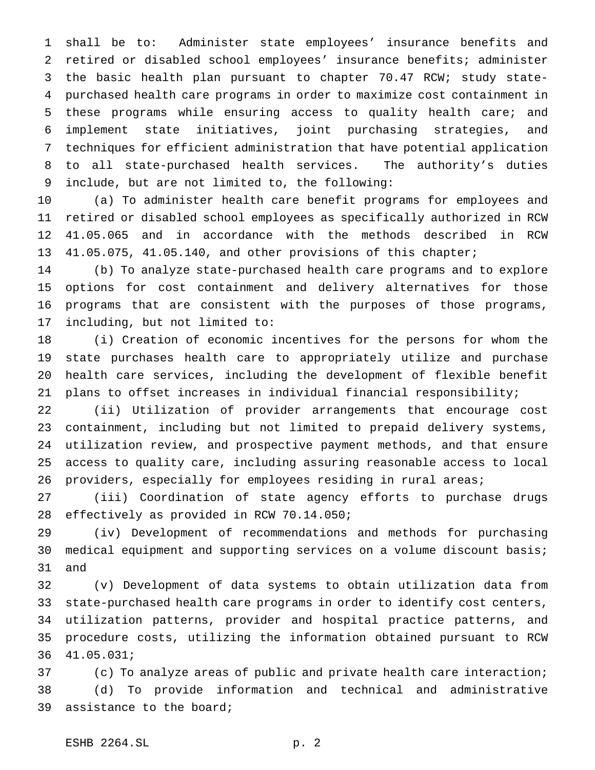shall be to: Administer state employees' insurance benefits and retired or disabled school employees' insurance benefits; administer the basic health plan pursuant to chapter 70.47 RCW; study state-purchased health care programs in order to maximize cost containment in these programs while ensuring access to quality health care; and implement state initiatives, joint purchasing strategies, and techniques for efficient administration that have potential application to all state-purchased health services. The authority's duties include, but are not limited to, the following:

(a) To administer health care benefit programs for employees and retired or disabled school employees as specifically authorized in RCW 41.05.065 and in accordance with the methods described in RCW 41.05.075, 41.05.140, and other provisions of this chapter;

(b) To analyze state-purchased health care programs and to explore options for cost containment and delivery alternatives for those programs that are consistent with the purposes of those programs, including, but not limited to:

(i) Creation of economic incentives for the persons for whom the state purchases health care to appropriately utilize and purchase health care services, including the development of flexible benefit plans to offset increases in individual financial responsibility;

(ii) Utilization of provider arrangements that encourage cost containment, including but not limited to prepaid delivery systems, utilization review, and prospective payment methods, and that ensure access to quality care, including assuring reasonable access to local providers, especially for employees residing in rural areas;

(iii) Coordination of state agency efforts to purchase drugs effectively as provided in RCW 70.14.050;

(iv) Development of recommendations and methods for purchasing medical equipment and supporting services on a volume discount basis; and

(v) Development of data systems to obtain utilization data from state-purchased health care programs in order to identify cost centers, utilization patterns, provider and hospital practice patterns, and procedure costs, utilizing the information obtained pursuant to RCW 41.05.031;

(c) To analyze areas of public and private health care interaction;

(d) To provide information and technical and administrative assistance to the board;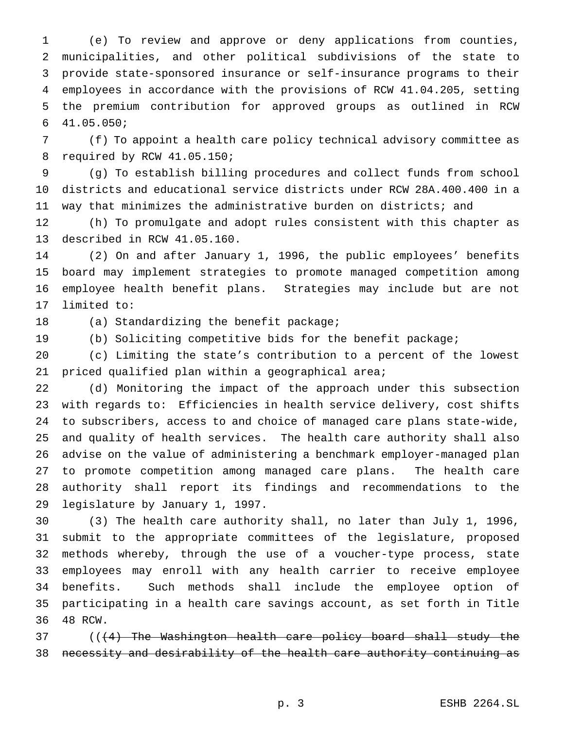(e) To review and approve or deny applications from counties, municipalities, and other political subdivisions of the state to provide state-sponsored insurance or self-insurance programs to their employees in accordance with the provisions of RCW 41.04.205, setting the premium contribution for approved groups as outlined in RCW 41.05.050;

(f) To appoint a health care policy technical advisory committee as required by RCW 41.05.150;

(g) To establish billing procedures and collect funds from school districts and educational service districts under RCW 28A.400.400 in a way that minimizes the administrative burden on districts; and

(h) To promulgate and adopt rules consistent with this chapter as described in RCW 41.05.160.

(2) On and after January 1, 1996, the public employees' benefits board may implement strategies to promote managed competition among employee health benefit plans. Strategies may include but are not limited to:

(a) Standardizing the benefit package;

(b) Soliciting competitive bids for the benefit package;

(c) Limiting the state's contribution to a percent of the lowest priced qualified plan within a geographical area;

(d) Monitoring the impact of the approach under this subsection with regards to: Efficiencies in health service delivery, cost shifts to subscribers, access to and choice of managed care plans state-wide, and quality of health services. The health care authority shall also advise on the value of administering a benchmark employer-managed plan to promote competition among managed care plans. The health care authority shall report its findings and recommendations to the legislature by January 1, 1997.

(3) The health care authority shall, no later than July 1, 1996, submit to the appropriate committees of the legislature, proposed methods whereby, through the use of a voucher-type process, state employees may enroll with any health carrier to receive employee benefits. Such methods shall include the employee option of participating in a health care savings account, as set forth in Title 48 RCW.

((~~(4) The Washington health care policy board shall study the necessity and desirability of the health care authority continuing as~~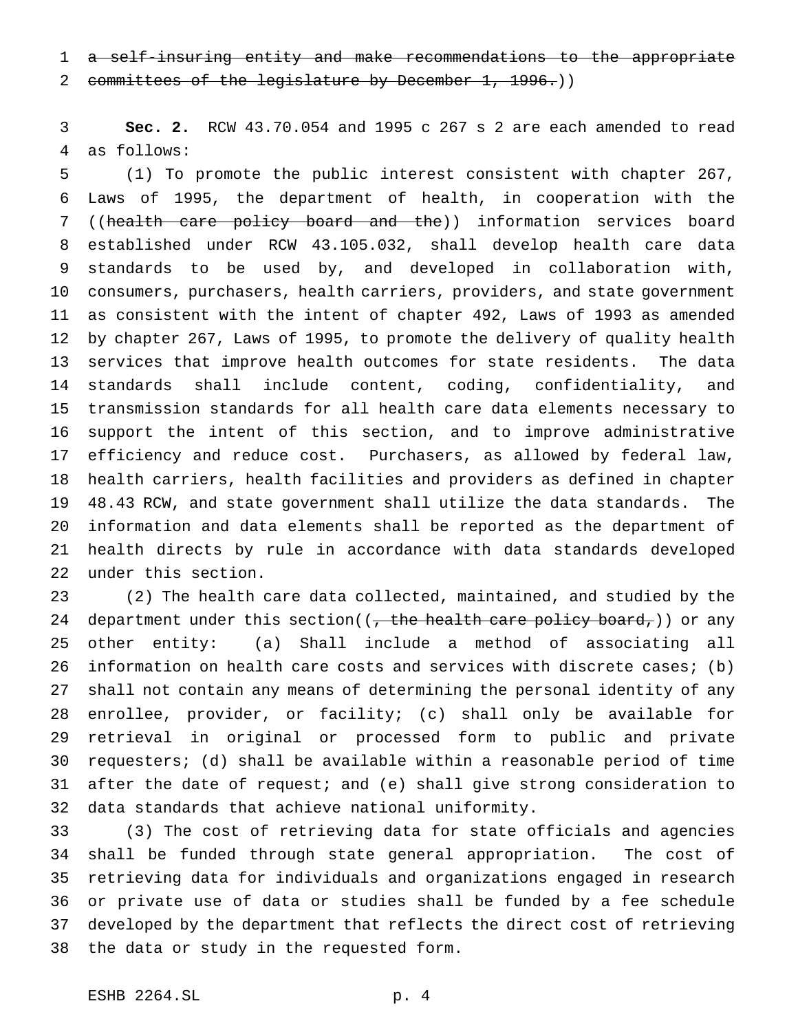~~a self-insuring entity and make recommendations to the appropriate committees of the legislature by December 1, 1996.~~))

**Sec. 2.** RCW 43.70.054 and 1995 c 267 s 2 are each amended to read as follows:

(1) To promote the public interest consistent with chapter 267, Laws of 1995, the department of health, in cooperation with the ((~~health care policy board and the~~)) information services board established under RCW 43.105.032, shall develop health care data standards to be used by, and developed in collaboration with, consumers, purchasers, health carriers, providers, and state government as consistent with the intent of chapter 492, Laws of 1993 as amended by chapter 267, Laws of 1995, to promote the delivery of quality health services that improve health outcomes for state residents. The data standards shall include content, coding, confidentiality, and transmission standards for all health care data elements necessary to support the intent of this section, and to improve administrative efficiency and reduce cost. Purchasers, as allowed by federal law, health carriers, health facilities and providers as defined in chapter 48.43 RCW, and state government shall utilize the data standards. The information and data elements shall be reported as the department of health directs by rule in accordance with data standards developed under this section.

(2) The health care data collected, maintained, and studied by the department under this section((~~, the health care policy board,~~)) or any other entity: (a) Shall include a method of associating all information on health care costs and services with discrete cases; (b) shall not contain any means of determining the personal identity of any enrollee, provider, or facility; (c) shall only be available for retrieval in original or processed form to public and private requesters; (d) shall be available within a reasonable period of time after the date of request; and (e) shall give strong consideration to data standards that achieve national uniformity.

(3) The cost of retrieving data for state officials and agencies shall be funded through state general appropriation. The cost of retrieving data for individuals and organizations engaged in research or private use of data or studies shall be funded by a fee schedule developed by the department that reflects the direct cost of retrieving the data or study in the requested form.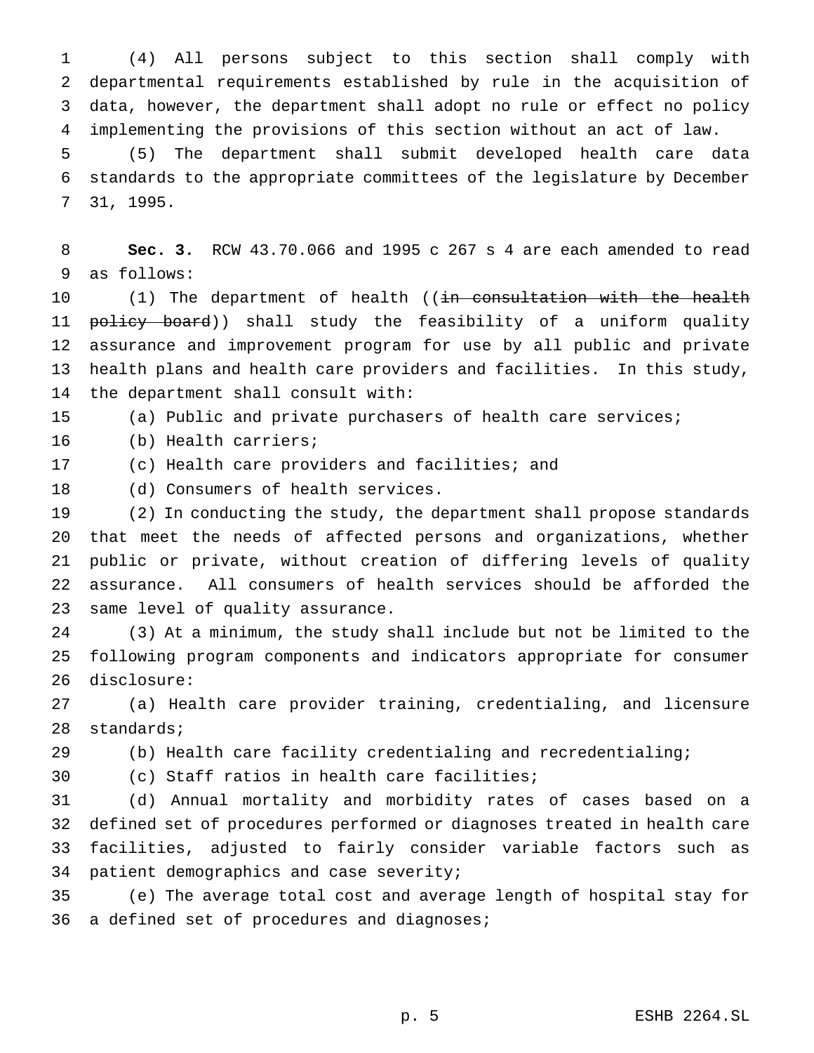(4) All persons subject to this section shall comply with departmental requirements established by rule in the acquisition of data, however, the department shall adopt no rule or effect no policy implementing the provisions of this section without an act of law.

(5) The department shall submit developed health care data standards to the appropriate committees of the legislature by December 31, 1995.

**Sec. 3.** RCW 43.70.066 and 1995 c 267 s 4 are each amended to read as follows:

(1) The department of health ((~~in consultation with the health policy board~~)) shall study the feasibility of a uniform quality assurance and improvement program for use by all public and private health plans and health care providers and facilities. In this study, the department shall consult with:

(a) Public and private purchasers of health care services;

(b) Health carriers;

(c) Health care providers and facilities; and

(d) Consumers of health services.

(2) In conducting the study, the department shall propose standards that meet the needs of affected persons and organizations, whether public or private, without creation of differing levels of quality assurance. All consumers of health services should be afforded the same level of quality assurance.

(3) At a minimum, the study shall include but not be limited to the following program components and indicators appropriate for consumer disclosure:

(a) Health care provider training, credentialing, and licensure standards;

(b) Health care facility credentialing and recredentialing;

(c) Staff ratios in health care facilities;

(d) Annual mortality and morbidity rates of cases based on a defined set of procedures performed or diagnoses treated in health care facilities, adjusted to fairly consider variable factors such as patient demographics and case severity;

(e) The average total cost and average length of hospital stay for a defined set of procedures and diagnoses;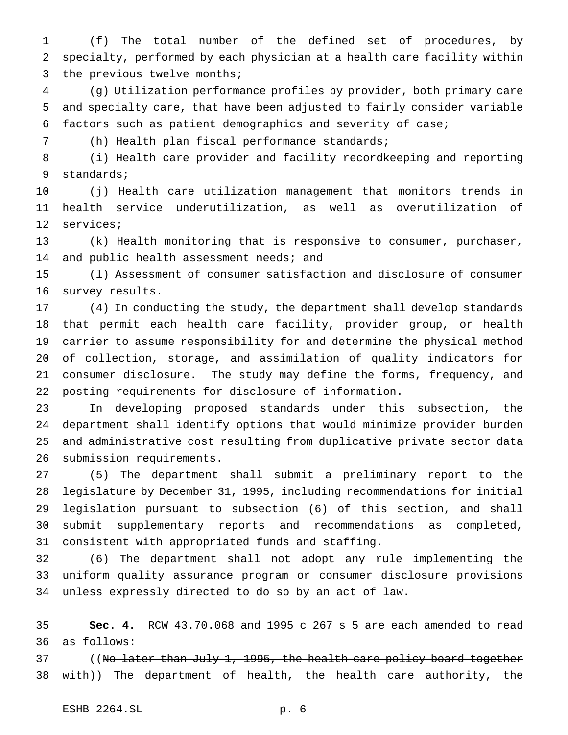(f) The total number of the defined set of procedures, by specialty, performed by each physician at a health care facility within the previous twelve months;

(g) Utilization performance profiles by provider, both primary care and specialty care, that have been adjusted to fairly consider variable factors such as patient demographics and severity of case;

(h) Health plan fiscal performance standards;

(i) Health care provider and facility recordkeeping and reporting standards;

(j) Health care utilization management that monitors trends in health service underutilization, as well as overutilization of services;

(k) Health monitoring that is responsive to consumer, purchaser, and public health assessment needs; and

(l) Assessment of consumer satisfaction and disclosure of consumer survey results.

(4) In conducting the study, the department shall develop standards that permit each health care facility, provider group, or health carrier to assume responsibility for and determine the physical method of collection, storage, and assimilation of quality indicators for consumer disclosure. The study may define the forms, frequency, and posting requirements for disclosure of information.

In developing proposed standards under this subsection, the department shall identify options that would minimize provider burden and administrative cost resulting from duplicative private sector data submission requirements.

(5) The department shall submit a preliminary report to the legislature by December 31, 1995, including recommendations for initial legislation pursuant to subsection (6) of this section, and shall submit supplementary reports and recommendations as completed, consistent with appropriated funds and staffing.

(6) The department shall not adopt any rule implementing the uniform quality assurance program or consumer disclosure provisions unless expressly directed to do so by an act of law.

**Sec. 4.** RCW 43.70.068 and 1995 c 267 s 5 are each amended to read as follows:

((~~No later than July 1, 1995, the health care policy board together with~~)) The department of health, the health care authority, the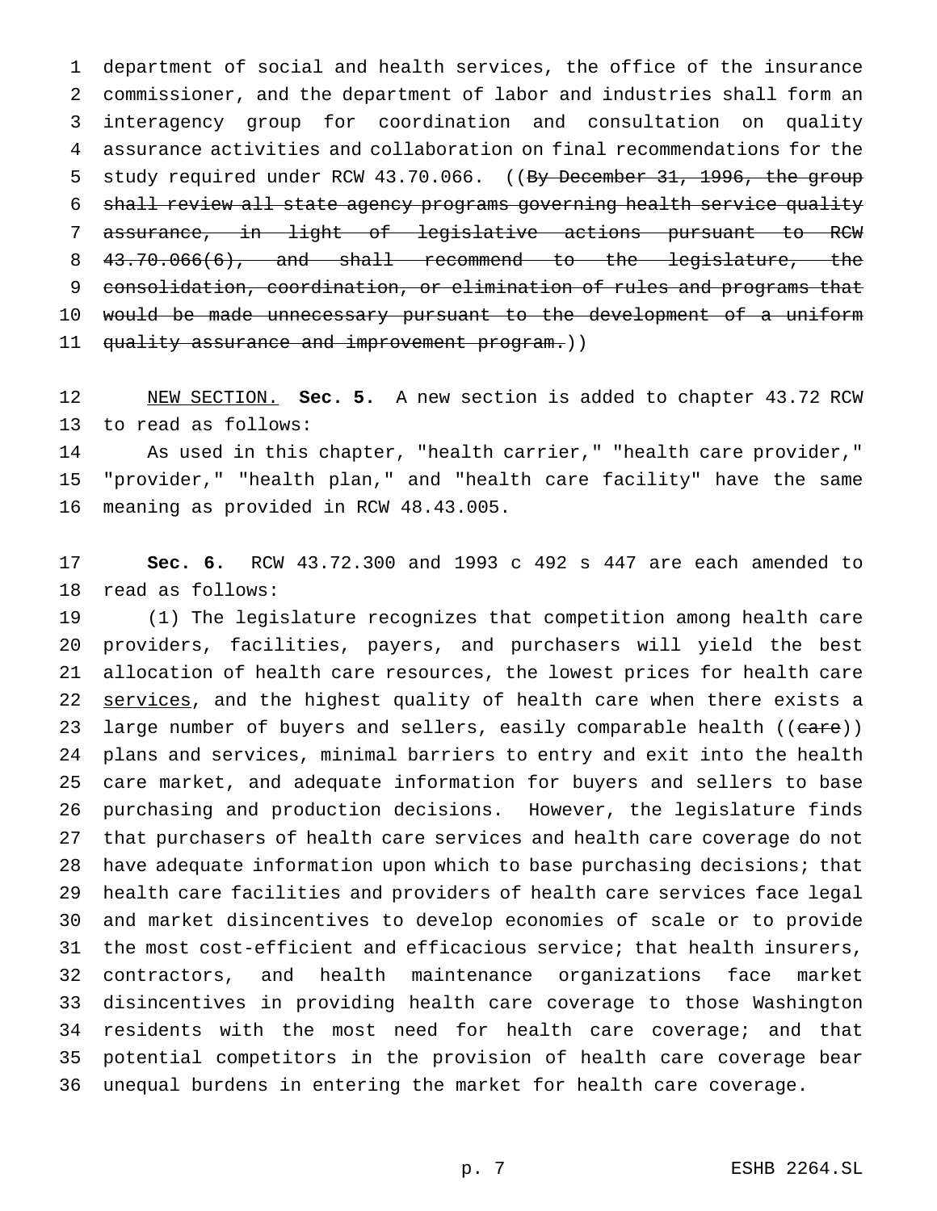department of social and health services, the office of the insurance commissioner, and the department of labor and industries shall form an interagency group for coordination and consultation on quality assurance activities and collaboration on final recommendations for the study required under RCW 43.70.066. ((~~By December 31, 1996, the group shall review all state agency programs governing health service quality assurance, in light of legislative actions pursuant to RCW 43.70.066(6), and shall recommend to the legislature, the consolidation, coordination, or elimination of rules and programs that would be made unnecessary pursuant to the development of a uniform quality assurance and improvement program.~~))

NEW SECTION. **Sec. 5.** A new section is added to chapter 43.72 RCW to read as follows:

As used in this chapter, "health carrier," "health care provider," "provider," "health plan," and "health care facility" have the same meaning as provided in RCW 48.43.005.

**Sec. 6.** RCW 43.72.300 and 1993 c 492 s 447 are each amended to read as follows:

(1) The legislature recognizes that competition among health care providers, facilities, payers, and purchasers will yield the best allocation of health care resources, the lowest prices for health care services, and the highest quality of health care when there exists a large number of buyers and sellers, easily comparable health ((~~care~~)) plans and services, minimal barriers to entry and exit into the health care market, and adequate information for buyers and sellers to base purchasing and production decisions. However, the legislature finds that purchasers of health care services and health care coverage do not have adequate information upon which to base purchasing decisions; that health care facilities and providers of health care services face legal and market disincentives to develop economies of scale or to provide the most cost-efficient and efficacious service; that health insurers, contractors, and health maintenance organizations face market disincentives in providing health care coverage to those Washington residents with the most need for health care coverage; and that potential competitors in the provision of health care coverage bear unequal burdens in entering the market for health care coverage.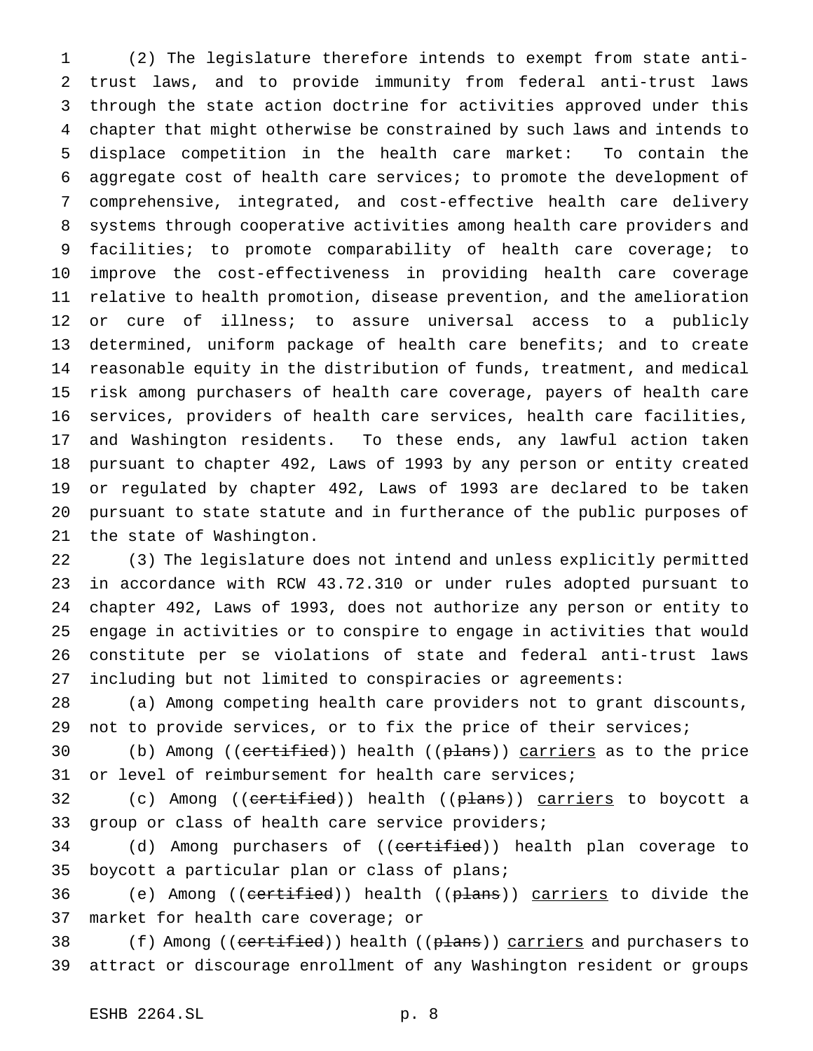(2) The legislature therefore intends to exempt from state anti-trust laws, and to provide immunity from federal anti-trust laws through the state action doctrine for activities approved under this chapter that might otherwise be constrained by such laws and intends to displace competition in the health care market: To contain the aggregate cost of health care services; to promote the development of comprehensive, integrated, and cost-effective health care delivery systems through cooperative activities among health care providers and facilities; to promote comparability of health care coverage; to improve the cost-effectiveness in providing health care coverage relative to health promotion, disease prevention, and the amelioration or cure of illness; to assure universal access to a publicly determined, uniform package of health care benefits; and to create reasonable equity in the distribution of funds, treatment, and medical risk among purchasers of health care coverage, payers of health care services, providers of health care services, health care facilities, and Washington residents. To these ends, any lawful action taken pursuant to chapter 492, Laws of 1993 by any person or entity created or regulated by chapter 492, Laws of 1993 are declared to be taken pursuant to state statute and in furtherance of the public purposes of the state of Washington.

(3) The legislature does not intend and unless explicitly permitted in accordance with RCW 43.72.310 or under rules adopted pursuant to chapter 492, Laws of 1993, does not authorize any person or entity to engage in activities or to conspire to engage in activities that would constitute per se violations of state and federal anti-trust laws including but not limited to conspiracies or agreements:

(a) Among competing health care providers not to grant discounts, not to provide services, or to fix the price of their services;

(b) Among ((~~certified~~)) health ((~~plans~~)) carriers as to the price or level of reimbursement for health care services;

(c) Among ((~~certified~~)) health ((~~plans~~)) carriers to boycott a group or class of health care service providers;

(d) Among purchasers of ((~~certified~~)) health plan coverage to boycott a particular plan or class of plans;

(e) Among ((~~certified~~)) health ((~~plans~~)) carriers to divide the market for health care coverage; or

(f) Among ((~~certified~~)) health ((~~plans~~)) carriers and purchasers to attract or discourage enrollment of any Washington resident or groups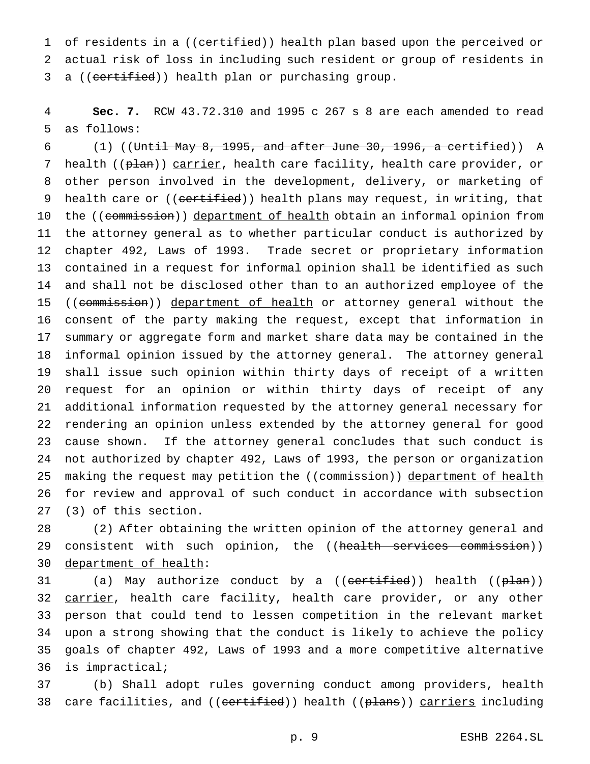of residents in a ((~~certified~~)) health plan based upon the perceived or actual risk of loss in including such resident or group of residents in a ((~~certified~~)) health plan or purchasing group.

**Sec. 7.** RCW 43.72.310 and 1995 c 267 s 8 are each amended to read as follows:

(1) ((~~Until May 8, 1995, and after June 30, 1996, a certified~~)) <u>A</u> health ((~~plan~~)) <u>carrier</u>, health care facility, health care provider, or other person involved in the development, delivery, or marketing of health care or ((~~certified~~)) health plans may request, in writing, that the ((~~commission~~)) <u>department of health</u> obtain an informal opinion from the attorney general as to whether particular conduct is authorized by chapter 492, Laws of 1993. Trade secret or proprietary information contained in a request for informal opinion shall be identified as such and shall not be disclosed other than to an authorized employee of the ((~~commission~~)) <u>department of health</u> or attorney general without the consent of the party making the request, except that information in summary or aggregate form and market share data may be contained in the informal opinion issued by the attorney general. The attorney general shall issue such opinion within thirty days of receipt of a written request for an opinion or within thirty days of receipt of any additional information requested by the attorney general necessary for rendering an opinion unless extended by the attorney general for good cause shown. If the attorney general concludes that such conduct is not authorized by chapter 492, Laws of 1993, the person or organization making the request may petition the ((~~commission~~)) <u>department of health</u> for review and approval of such conduct in accordance with subsection (3) of this section.

(2) After obtaining the written opinion of the attorney general and consistent with such opinion, the ((~~health services commission~~)) <u>department of health</u>:

(a) May authorize conduct by a ((~~certified~~)) health ((~~plan~~)) <u>carrier</u>, health care facility, health care provider, or any other person that could tend to lessen competition in the relevant market upon a strong showing that the conduct is likely to achieve the policy goals of chapter 492, Laws of 1993 and a more competitive alternative is impractical;

(b) Shall adopt rules governing conduct among providers, health care facilities, and ((~~certified~~)) health ((~~plans~~)) <u>carriers</u> including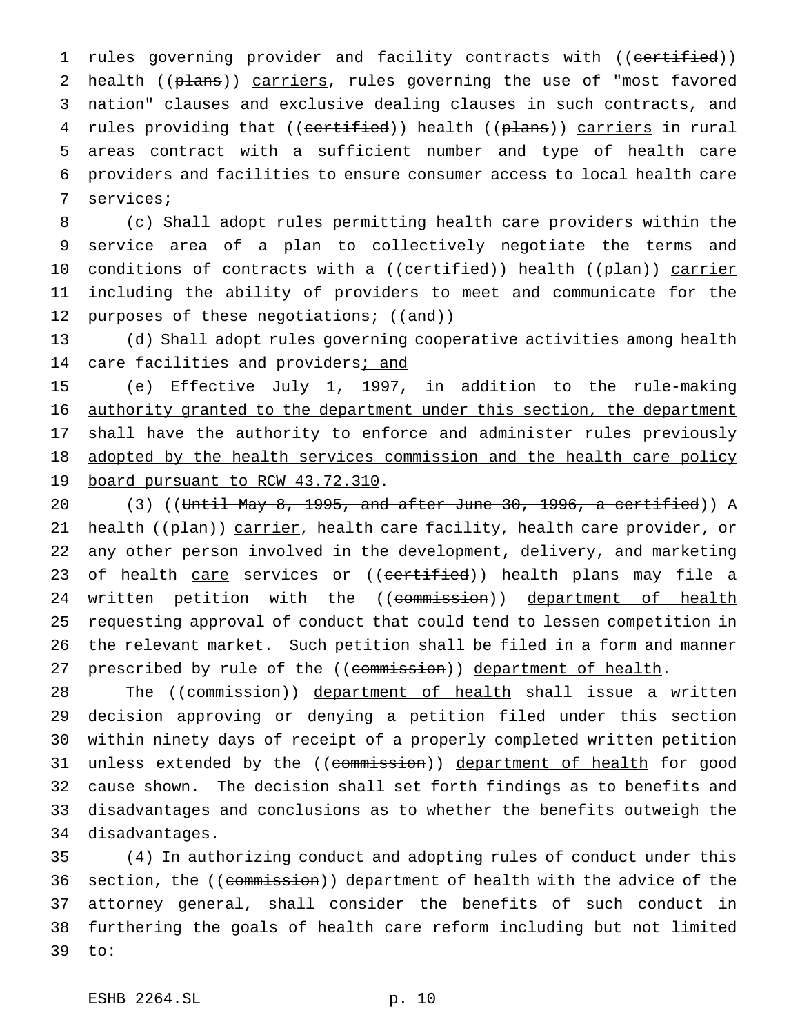rules governing provider and facility contracts with ((~~certified~~)) health ((~~plans~~)) carriers, rules governing the use of "most favored nation" clauses and exclusive dealing clauses in such contracts, and rules providing that ((~~certified~~)) health ((~~plans~~)) carriers in rural areas contract with a sufficient number and type of health care providers and facilities to ensure consumer access to local health care services;

(c) Shall adopt rules permitting health care providers within the service area of a plan to collectively negotiate the terms and conditions of contracts with a ((~~certified~~)) health ((~~plan~~)) carrier including the ability of providers to meet and communicate for the purposes of these negotiations; ((~~and~~))

(d) Shall adopt rules governing cooperative activities among health care facilities and providers; and

(e) Effective July 1, 1997, in addition to the rule-making authority granted to the department under this section, the department shall have the authority to enforce and administer rules previously adopted by the health services commission and the health care policy board pursuant to RCW 43.72.310.

(3) ((~~Until May 8, 1995, and after June 30, 1996, a certified~~)) A health ((~~plan~~)) carrier, health care facility, health care provider, or any other person involved in the development, delivery, and marketing of health care services or ((~~certified~~)) health plans may file a written petition with the ((~~commission~~)) department of health requesting approval of conduct that could tend to lessen competition in the relevant market. Such petition shall be filed in a form and manner prescribed by rule of the ((~~commission~~)) department of health.

The ((~~commission~~)) department of health shall issue a written decision approving or denying a petition filed under this section within ninety days of receipt of a properly completed written petition unless extended by the ((~~commission~~)) department of health for good cause shown. The decision shall set forth findings as to benefits and disadvantages and conclusions as to whether the benefits outweigh the disadvantages.

(4) In authorizing conduct and adopting rules of conduct under this section, the ((~~commission~~)) department of health with the advice of the attorney general, shall consider the benefits of such conduct in furthering the goals of health care reform including but not limited to: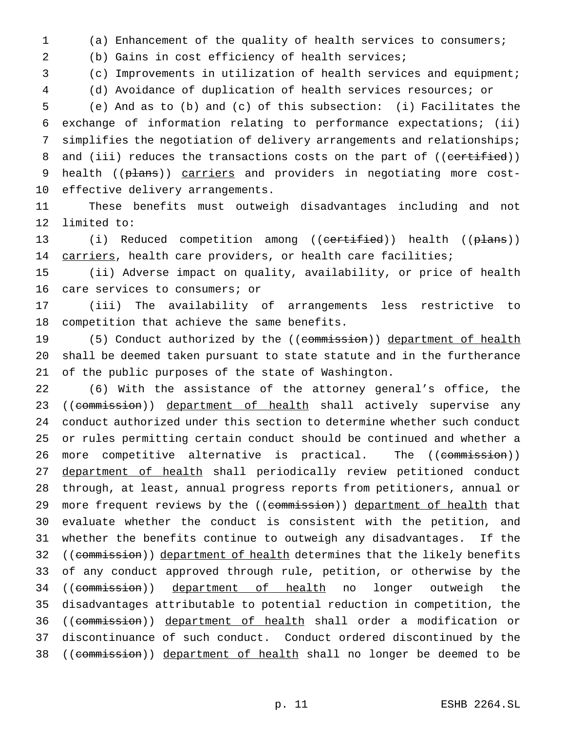(a) Enhancement of the quality of health services to consumers;

(b) Gains in cost efficiency of health services;

(c) Improvements in utilization of health services and equipment;

(d) Avoidance of duplication of health services resources; or

(e) And as to (b) and (c) of this subsection: (i) Facilitates the exchange of information relating to performance expectations; (ii) simplifies the negotiation of delivery arrangements and relationships; and (iii) reduces the transactions costs on the part of ((~~certified~~)) health ((~~plans~~)) carriers and providers in negotiating more cost-effective delivery arrangements.

These benefits must outweigh disadvantages including and not limited to:

(i) Reduced competition among ((~~certified~~)) health ((~~plans~~)) carriers, health care providers, or health care facilities;

(ii) Adverse impact on quality, availability, or price of health care services to consumers; or

(iii) The availability of arrangements less restrictive to competition that achieve the same benefits.

(5) Conduct authorized by the ((~~commission~~)) department of health shall be deemed taken pursuant to state statute and in the furtherance of the public purposes of the state of Washington.

(6) With the assistance of the attorney general's office, the ((~~commission~~)) department of health shall actively supervise any conduct authorized under this section to determine whether such conduct or rules permitting certain conduct should be continued and whether a more competitive alternative is practical. The ((~~commission~~)) department of health shall periodically review petitioned conduct through, at least, annual progress reports from petitioners, annual or more frequent reviews by the ((~~commission~~)) department of health that evaluate whether the conduct is consistent with the petition, and whether the benefits continue to outweigh any disadvantages. If the ((~~commission~~)) department of health determines that the likely benefits of any conduct approved through rule, petition, or otherwise by the ((~~commission~~)) department of health no longer outweigh the disadvantages attributable to potential reduction in competition, the ((~~commission~~)) department of health shall order a modification or discontinuance of such conduct. Conduct ordered discontinued by the ((~~commission~~)) department of health shall no longer be deemed to be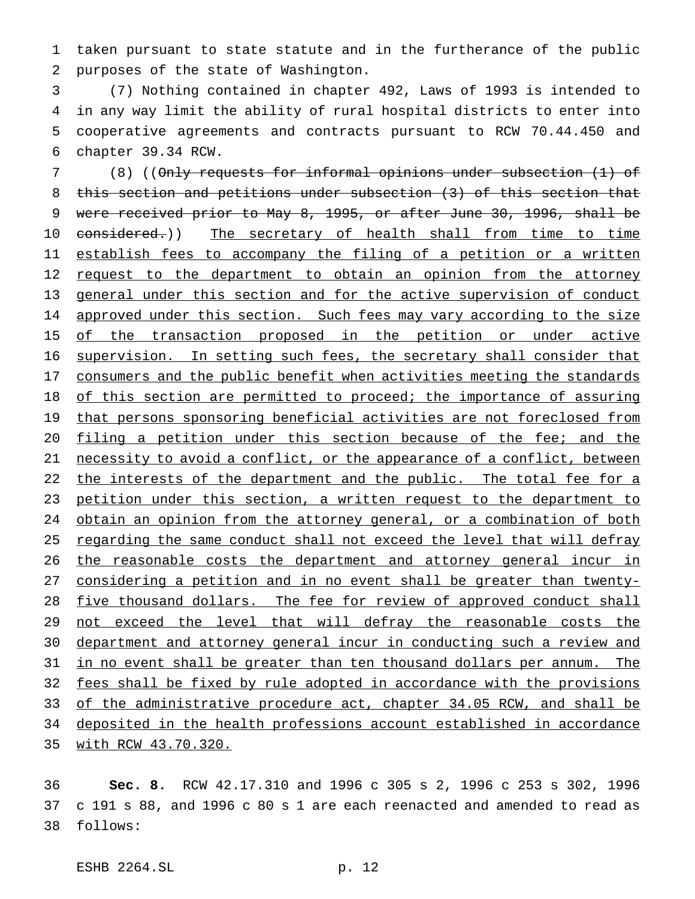taken pursuant to state statute and in the furtherance of the public purposes of the state of Washington.

(7) Nothing contained in chapter 492, Laws of 1993 is intended to in any way limit the ability of rural hospital districts to enter into cooperative agreements and contracts pursuant to RCW 70.44.450 and chapter 39.34 RCW.

(8) ((~~Only requests for informal opinions under subsection (1) of this section and petitions under subsection (3) of this section that were received prior to May 8, 1995, or after June 30, 1996, shall be considered.~~)) <u>The secretary of health shall from time to time establish fees to accompany the filing of a petition or a written request to the department to obtain an opinion from the attorney general under this section and for the active supervision of conduct approved under this section. Such fees may vary according to the size of the transaction proposed in the petition or under active supervision. In setting such fees, the secretary shall consider that consumers and the public benefit when activities meeting the standards of this section are permitted to proceed; the importance of assuring that persons sponsoring beneficial activities are not foreclosed from filing a petition under this section because of the fee; and the necessity to avoid a conflict, or the appearance of a conflict, between the interests of the department and the public. The total fee for a petition under this section, a written request to the department to obtain an opinion from the attorney general, or a combination of both regarding the same conduct shall not exceed the level that will defray the reasonable costs the department and attorney general incur in considering a petition and in no event shall be greater than twenty-five thousand dollars. The fee for review of approved conduct shall not exceed the level that will defray the reasonable costs the department and attorney general incur in conducting such a review and in no event shall be greater than ten thousand dollars per annum. The fees shall be fixed by rule adopted in accordance with the provisions of the administrative procedure act, chapter 34.05 RCW, and shall be deposited in the health professions account established in accordance with RCW 43.70.320.</u>

**Sec. 8.** RCW 42.17.310 and 1996 c 305 s 2, 1996 c 253 s 302, 1996 c 191 s 88, and 1996 c 80 s 1 are each reenacted and amended to read as follows: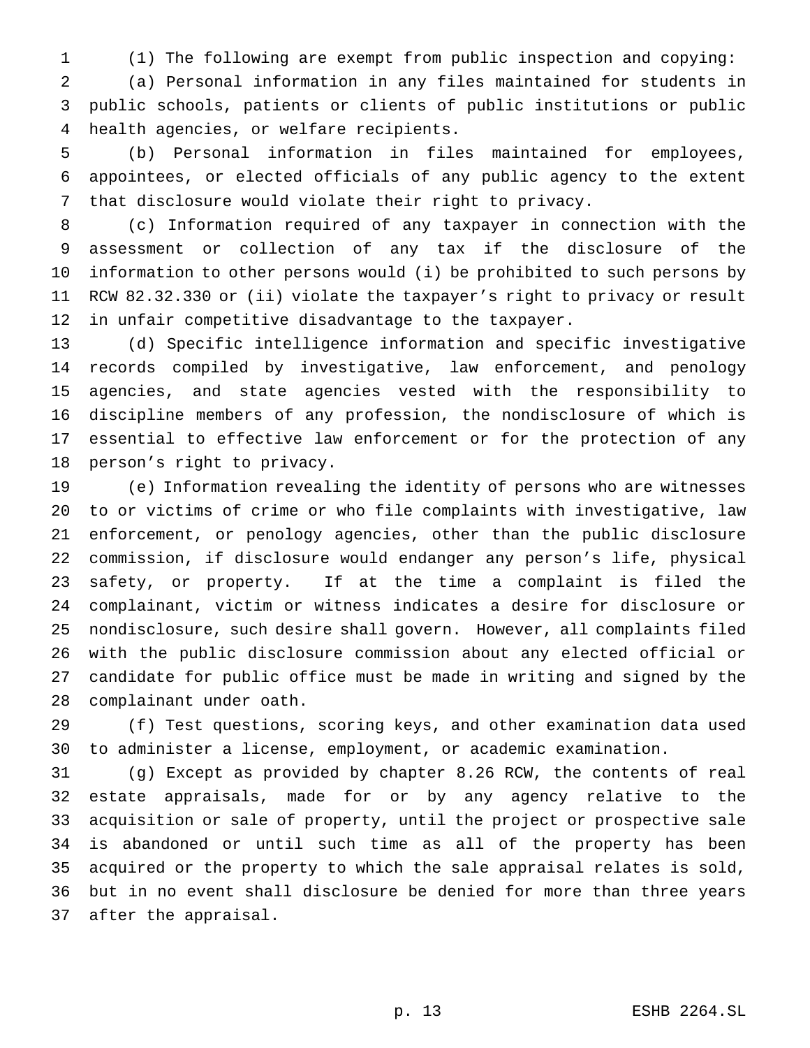(1) The following are exempt from public inspection and copying:

(a) Personal information in any files maintained for students in public schools, patients or clients of public institutions or public health agencies, or welfare recipients.

(b) Personal information in files maintained for employees, appointees, or elected officials of any public agency to the extent that disclosure would violate their right to privacy.

(c) Information required of any taxpayer in connection with the assessment or collection of any tax if the disclosure of the information to other persons would (i) be prohibited to such persons by RCW 82.32.330 or (ii) violate the taxpayer's right to privacy or result in unfair competitive disadvantage to the taxpayer.

(d) Specific intelligence information and specific investigative records compiled by investigative, law enforcement, and penology agencies, and state agencies vested with the responsibility to discipline members of any profession, the nondisclosure of which is essential to effective law enforcement or for the protection of any person's right to privacy.

(e) Information revealing the identity of persons who are witnesses to or victims of crime or who file complaints with investigative, law enforcement, or penology agencies, other than the public disclosure commission, if disclosure would endanger any person's life, physical safety, or property. If at the time a complaint is filed the complainant, victim or witness indicates a desire for disclosure or nondisclosure, such desire shall govern. However, all complaints filed with the public disclosure commission about any elected official or candidate for public office must be made in writing and signed by the complainant under oath.

(f) Test questions, scoring keys, and other examination data used to administer a license, employment, or academic examination.

(g) Except as provided by chapter 8.26 RCW, the contents of real estate appraisals, made for or by any agency relative to the acquisition or sale of property, until the project or prospective sale is abandoned or until such time as all of the property has been acquired or the property to which the sale appraisal relates is sold, but in no event shall disclosure be denied for more than three years after the appraisal.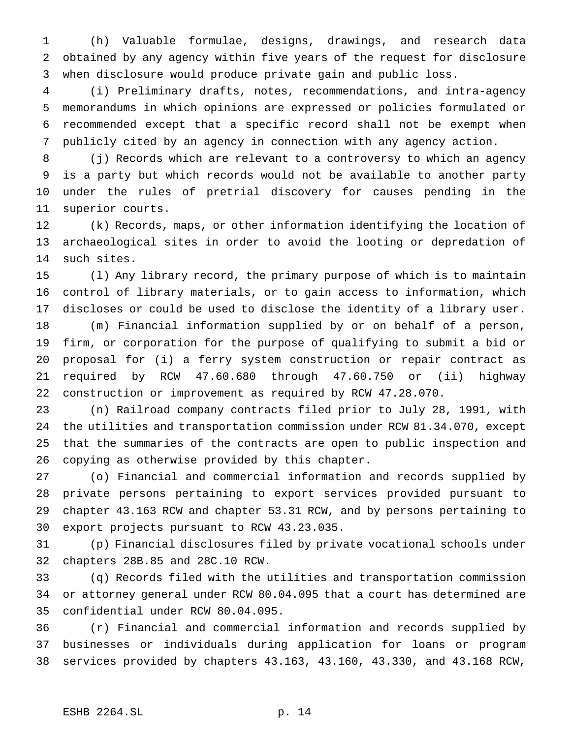(h) Valuable formulae, designs, drawings, and research data obtained by any agency within five years of the request for disclosure when disclosure would produce private gain and public loss.

(i) Preliminary drafts, notes, recommendations, and intra-agency memorandums in which opinions are expressed or policies formulated or recommended except that a specific record shall not be exempt when publicly cited by an agency in connection with any agency action.

(j) Records which are relevant to a controversy to which an agency is a party but which records would not be available to another party under the rules of pretrial discovery for causes pending in the superior courts.

(k) Records, maps, or other information identifying the location of archaeological sites in order to avoid the looting or depredation of such sites.

(l) Any library record, the primary purpose of which is to maintain control of library materials, or to gain access to information, which discloses or could be used to disclose the identity of a library user.

(m) Financial information supplied by or on behalf of a person, firm, or corporation for the purpose of qualifying to submit a bid or proposal for (i) a ferry system construction or repair contract as required by RCW 47.60.680 through 47.60.750 or (ii) highway construction or improvement as required by RCW 47.28.070.

(n) Railroad company contracts filed prior to July 28, 1991, with the utilities and transportation commission under RCW 81.34.070, except that the summaries of the contracts are open to public inspection and copying as otherwise provided by this chapter.

(o) Financial and commercial information and records supplied by private persons pertaining to export services provided pursuant to chapter 43.163 RCW and chapter 53.31 RCW, and by persons pertaining to export projects pursuant to RCW 43.23.035.

(p) Financial disclosures filed by private vocational schools under chapters 28B.85 and 28C.10 RCW.

(q) Records filed with the utilities and transportation commission or attorney general under RCW 80.04.095 that a court has determined are confidential under RCW 80.04.095.

(r) Financial and commercial information and records supplied by businesses or individuals during application for loans or program services provided by chapters 43.163, 43.160, 43.330, and 43.168 RCW,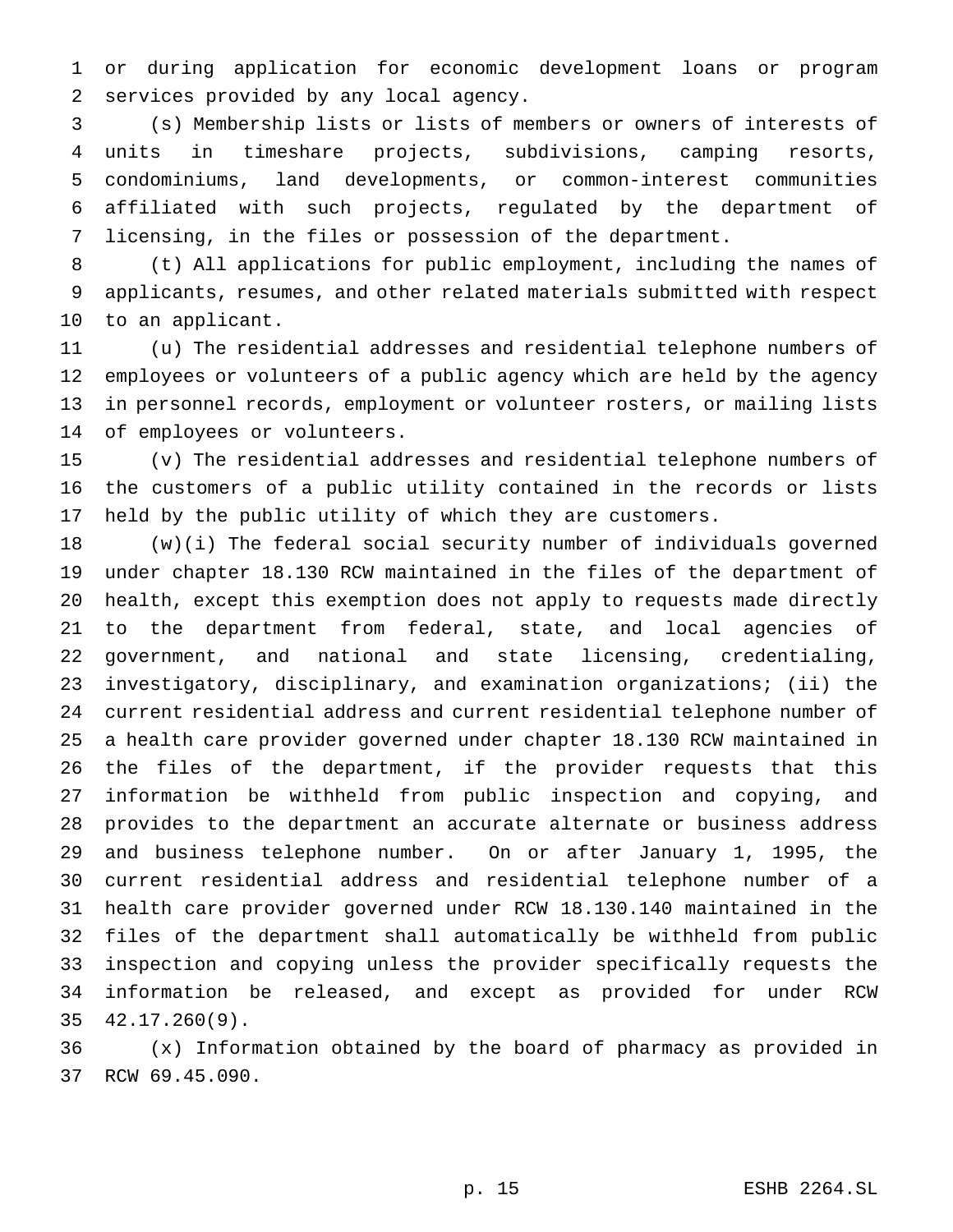or during application for economic development loans or program services provided by any local agency.

(s) Membership lists or lists of members or owners of interests of units in timeshare projects, subdivisions, camping resorts, condominiums, land developments, or common-interest communities affiliated with such projects, regulated by the department of licensing, in the files or possession of the department.

(t) All applications for public employment, including the names of applicants, resumes, and other related materials submitted with respect to an applicant.

(u) The residential addresses and residential telephone numbers of employees or volunteers of a public agency which are held by the agency in personnel records, employment or volunteer rosters, or mailing lists of employees or volunteers.

(v) The residential addresses and residential telephone numbers of the customers of a public utility contained in the records or lists held by the public utility of which they are customers.

(w)(i) The federal social security number of individuals governed under chapter 18.130 RCW maintained in the files of the department of health, except this exemption does not apply to requests made directly to the department from federal, state, and local agencies of government, and national and state licensing, credentialing, investigatory, disciplinary, and examination organizations; (ii) the current residential address and current residential telephone number of a health care provider governed under chapter 18.130 RCW maintained in the files of the department, if the provider requests that this information be withheld from public inspection and copying, and provides to the department an accurate alternate or business address and business telephone number. On or after January 1, 1995, the current residential address and residential telephone number of a health care provider governed under RCW 18.130.140 maintained in the files of the department shall automatically be withheld from public inspection and copying unless the provider specifically requests the information be released, and except as provided for under RCW 42.17.260(9).

(x) Information obtained by the board of pharmacy as provided in RCW 69.45.090.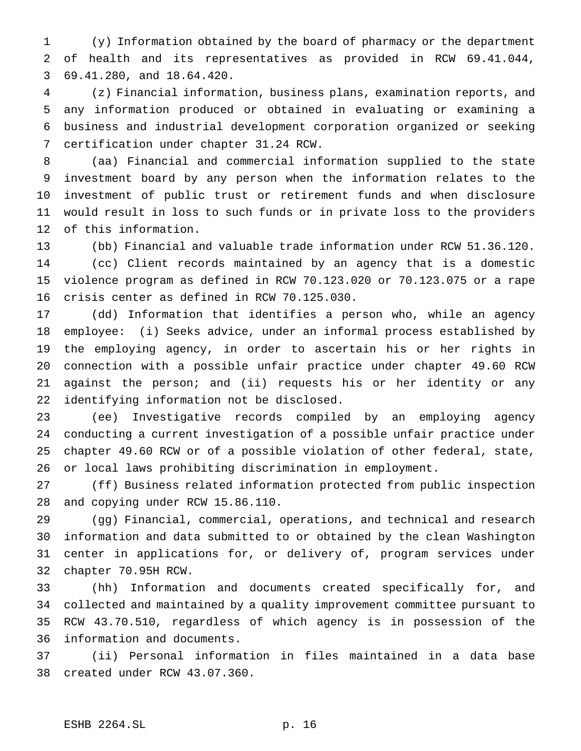(y) Information obtained by the board of pharmacy or the department of health and its representatives as provided in RCW 69.41.044, 69.41.280, and 18.64.420.

(z) Financial information, business plans, examination reports, and any information produced or obtained in evaluating or examining a business and industrial development corporation organized or seeking certification under chapter 31.24 RCW.

(aa) Financial and commercial information supplied to the state investment board by any person when the information relates to the investment of public trust or retirement funds and when disclosure would result in loss to such funds or in private loss to the providers of this information.

(bb) Financial and valuable trade information under RCW 51.36.120.

(cc) Client records maintained by an agency that is a domestic violence program as defined in RCW 70.123.020 or 70.123.075 or a rape crisis center as defined in RCW 70.125.030.

(dd) Information that identifies a person who, while an agency employee: (i) Seeks advice, under an informal process established by the employing agency, in order to ascertain his or her rights in connection with a possible unfair practice under chapter 49.60 RCW against the person; and (ii) requests his or her identity or any identifying information not be disclosed.

(ee) Investigative records compiled by an employing agency conducting a current investigation of a possible unfair practice under chapter 49.60 RCW or of a possible violation of other federal, state, or local laws prohibiting discrimination in employment.

(ff) Business related information protected from public inspection and copying under RCW 15.86.110.

(gg) Financial, commercial, operations, and technical and research information and data submitted to or obtained by the clean Washington center in applications for, or delivery of, program services under chapter 70.95H RCW.

(hh) Information and documents created specifically for, and collected and maintained by a quality improvement committee pursuant to RCW 43.70.510, regardless of which agency is in possession of the information and documents.

(ii) Personal information in files maintained in a data base created under RCW 43.07.360.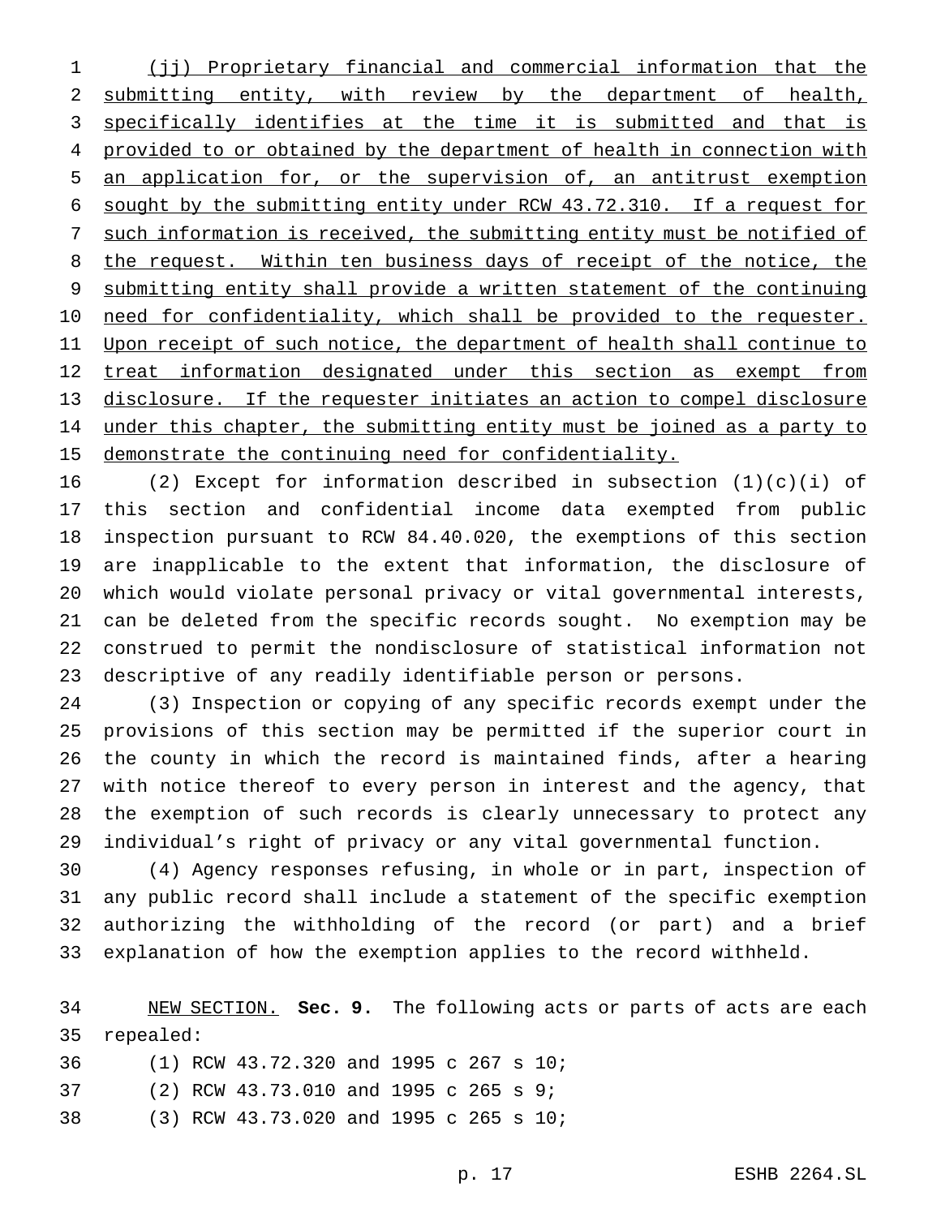(jj) Proprietary financial and commercial information that the submitting entity, with review by the department of health, specifically identifies at the time it is submitted and that is provided to or obtained by the department of health in connection with an application for, or the supervision of, an antitrust exemption sought by the submitting entity under RCW 43.72.310. If a request for such information is received, the submitting entity must be notified of the request. Within ten business days of receipt of the notice, the submitting entity shall provide a written statement of the continuing need for confidentiality, which shall be provided to the requester. Upon receipt of such notice, the department of health shall continue to treat information designated under this section as exempt from disclosure. If the requester initiates an action to compel disclosure under this chapter, the submitting entity must be joined as a party to demonstrate the continuing need for confidentiality.

(2) Except for information described in subsection (1)(c)(i) of this section and confidential income data exempted from public inspection pursuant to RCW 84.40.020, the exemptions of this section are inapplicable to the extent that information, the disclosure of which would violate personal privacy or vital governmental interests, can be deleted from the specific records sought. No exemption may be construed to permit the nondisclosure of statistical information not descriptive of any readily identifiable person or persons.

(3) Inspection or copying of any specific records exempt under the provisions of this section may be permitted if the superior court in the county in which the record is maintained finds, after a hearing with notice thereof to every person in interest and the agency, that the exemption of such records is clearly unnecessary to protect any individual's right of privacy or any vital governmental function.

(4) Agency responses refusing, in whole or in part, inspection of any public record shall include a statement of the specific exemption authorizing the withholding of the record (or part) and a brief explanation of how the exemption applies to the record withheld.

NEW SECTION. **Sec. 9.** The following acts or parts of acts are each repealed:

(1) RCW 43.72.320 and 1995 c 267 s 10;

(2) RCW 43.73.010 and 1995 c 265 s 9;

(3) RCW 43.73.020 and 1995 c 265 s 10;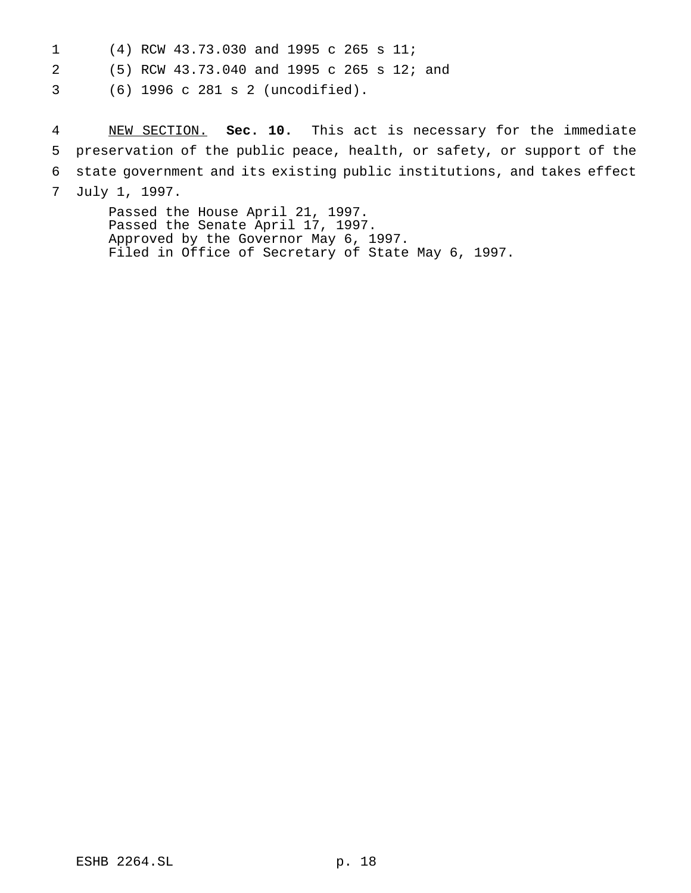(4) RCW 43.73.030 and 1995 c 265 s 11;

(5) RCW 43.73.040 and 1995 c 265 s 12; and

(6) 1996 c 281 s 2 (uncodified).

NEW SECTION. **Sec. 10.** This act is necessary for the immediate preservation of the public peace, health, or safety, or support of the state government and its existing public institutions, and takes effect July 1, 1997.

Passed the House April 21, 1997.
Passed the Senate April 17, 1997.
Approved by the Governor May 6, 1997.
Filed in Office of Secretary of State May 6, 1997.